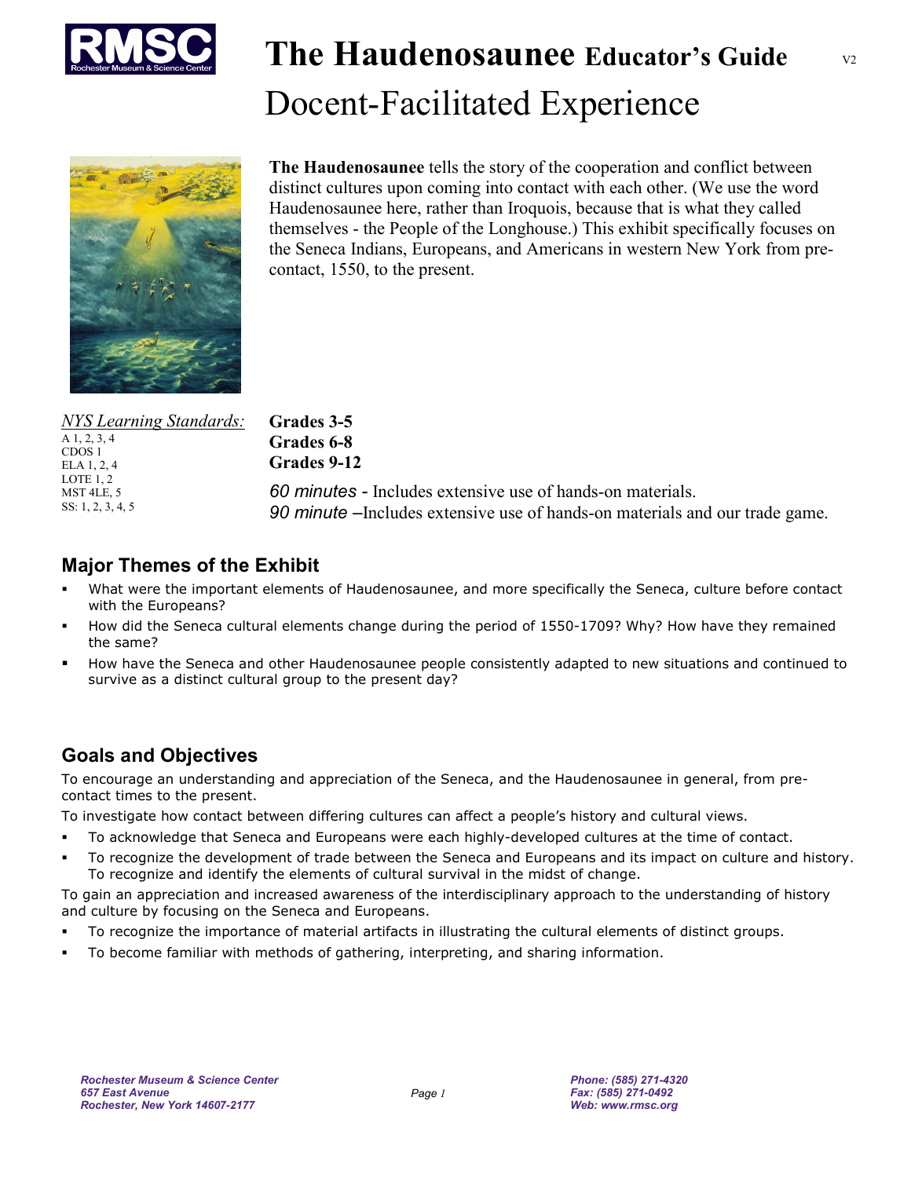# The Haudenosaunee Educator's Guide

## Docent-Facilitated Experience

V2

**The Haudenosaunee** tells the story of the cooperation and conflict between distinct cultures upon coming into contact with each other. (We use the word Haudenosaunee here, rather than Iroquois, because that is what they called themselves - the People of the Longhouse.) This exhibit specifically focuses on the Seneca Indians, Europeans, and Americans in western New York from pre-contact, 1550, to the present.

*NYS Learning Standards:*
A 1, 2, 3, 4
CDOS 1
ELA 1, 2, 4
LOTE 1, 2
MST 4LE, 5
SS: 1, 2, 3, 4, 5

**Grades 3-5**
**Grades 6-8**
**Grades 9-12**

*60 minutes* - Includes extensive use of hands-on materials.
*90 minute* –Includes extensive use of hands-on materials and our trade game.

## Major Themes of the Exhibit

- What were the important elements of Haudenosaunee, and more specifically the Seneca, culture before contact with the Europeans?
- How did the Seneca cultural elements change during the period of 1550-1709? Why? How have they remained the same?
- How have the Seneca and other Haudenosaunee people consistently adapted to new situations and continued to survive as a distinct cultural group to the present day?

## Goals and Objectives

To encourage an understanding and appreciation of the Seneca, and the Haudenosaunee in general, from pre-contact times to the present.

To investigate how contact between differing cultures can affect a people's history and cultural views.

- To acknowledge that Seneca and Europeans were each highly-developed cultures at the time of contact.
- To recognize the development of trade between the Seneca and Europeans and its impact on culture and history. To recognize and identify the elements of cultural survival in the midst of change.

To gain an appreciation and increased awareness of the interdisciplinary approach to the understanding of history and culture by focusing on the Seneca and Europeans.

- To recognize the importance of material artifacts in illustrating the cultural elements of distinct groups.
- To become familiar with methods of gathering, interpreting, and sharing information.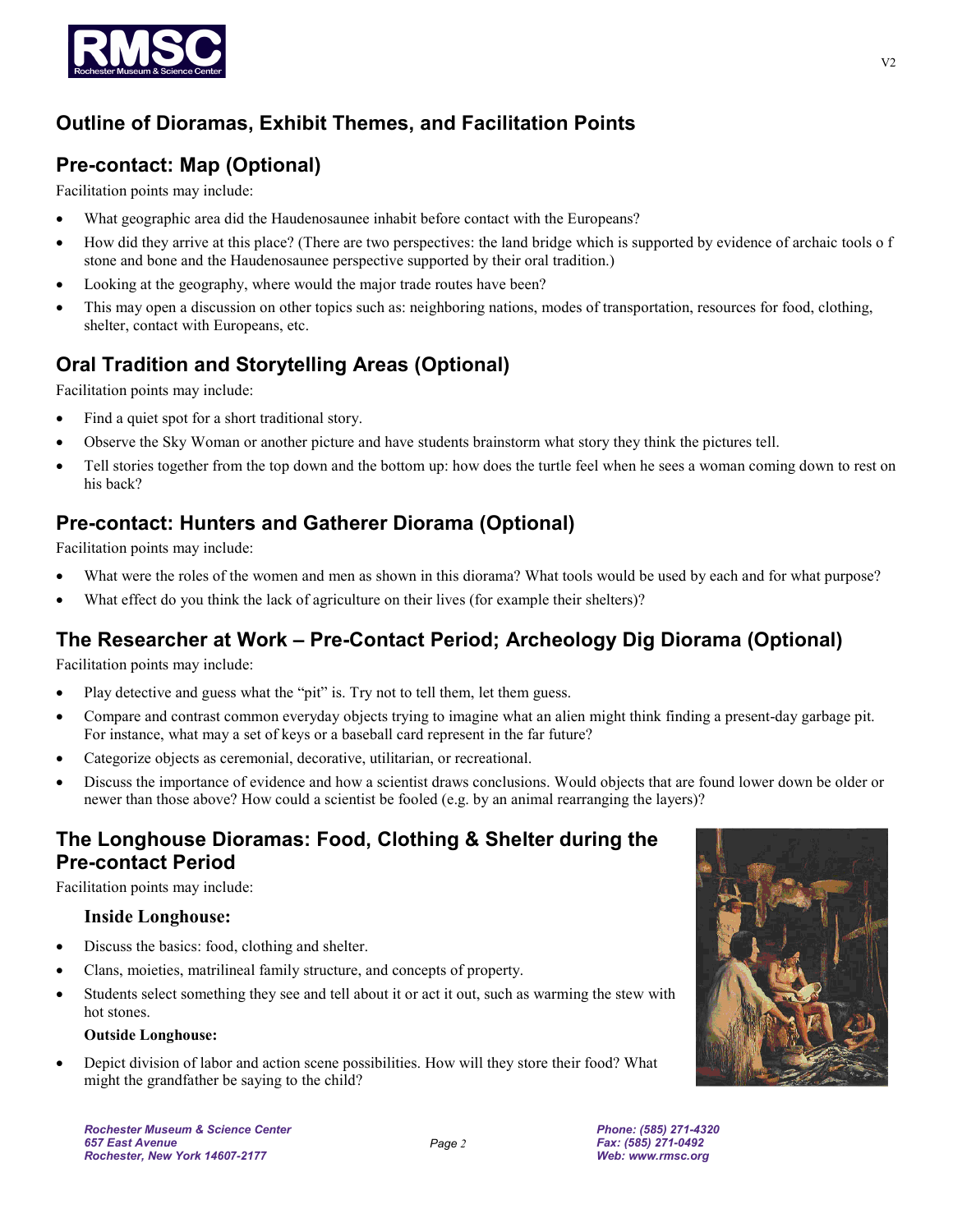## Outline of Dioramas, Exhibit Themes, and Facilitation Points

## Pre-contact: Map (Optional)

Facilitation points may include:

- What geographic area did the Haudenosaunee inhabit before contact with the Europeans?
- How did they arrive at this place? (There are two perspectives: the land bridge which is supported by evidence of archaic tools o f stone and bone and the Haudenosaunee perspective supported by their oral tradition.)
- Looking at the geography, where would the major trade routes have been?
- This may open a discussion on other topics such as: neighboring nations, modes of transportation, resources for food, clothing, shelter, contact with Europeans, etc.

## Oral Tradition and Storytelling Areas (Optional)

Facilitation points may include:

- Find a quiet spot for a short traditional story.
- Observe the Sky Woman or another picture and have students brainstorm what story they think the pictures tell.
- Tell stories together from the top down and the bottom up: how does the turtle feel when he sees a woman coming down to rest on his back?

## Pre-contact: Hunters and Gatherer Diorama (Optional)

Facilitation points may include:

- What were the roles of the women and men as shown in this diorama? What tools would be used by each and for what purpose?
- What effect do you think the lack of agriculture on their lives (for example their shelters)?

## The Researcher at Work – Pre-Contact Period; Archeology Dig Diorama (Optional)

Facilitation points may include:

- Play detective and guess what the "pit" is. Try not to tell them, let them guess.
- Compare and contrast common everyday objects trying to imagine what an alien might think finding a present-day garbage pit. For instance, what may a set of keys or a baseball card represent in the far future?
- Categorize objects as ceremonial, decorative, utilitarian, or recreational.
- Discuss the importance of evidence and how a scientist draws conclusions. Would objects that are found lower down be older or newer than those above? How could a scientist be fooled (e.g. by an animal rearranging the layers)?

## The Longhouse Dioramas: Food, Clothing & Shelter during the Pre-contact Period

Facilitation points may include:

### Inside Longhouse:

- Discuss the basics: food, clothing and shelter.
- Clans, moieties, matrilineal family structure, and concepts of property.
- Students select something they see and tell about it or act it out, such as warming the stew with hot stones.

**Outside Longhouse:**

- Depict division of labor and action scene possibilities. How will they store their food? What might the grandfather be saying to the child?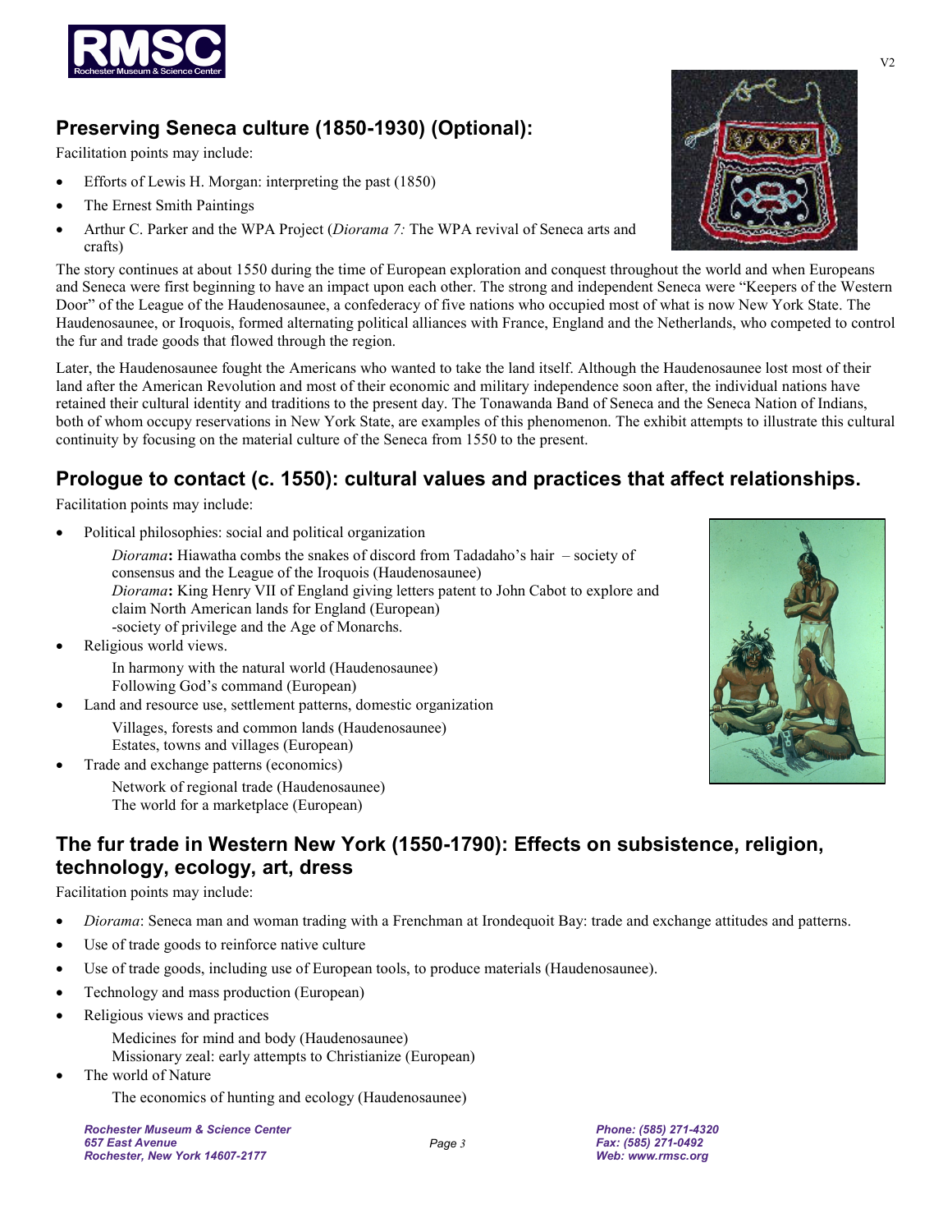## Preserving Seneca culture (1850-1930) (Optional):

Facilitation points may include:

- Efforts of Lewis H. Morgan: interpreting the past (1850)
- The Ernest Smith Paintings
- Arthur C. Parker and the WPA Project (*Diorama 7:* The WPA revival of Seneca arts and crafts)

The story continues at about 1550 during the time of European exploration and conquest throughout the world and when Europeans and Seneca were first beginning to have an impact upon each other. The strong and independent Seneca were "Keepers of the Western Door" of the League of the Haudenosaunee, a confederacy of five nations who occupied most of what is now New York State. The Haudenosaunee, or Iroquois, formed alternating political alliances with France, England and the Netherlands, who competed to control the fur and trade goods that flowed through the region.

Later, the Haudenosaunee fought the Americans who wanted to take the land itself. Although the Haudenosaunee lost most of their land after the American Revolution and most of their economic and military independence soon after, the individual nations have retained their cultural identity and traditions to the present day. The Tonawanda Band of Seneca and the Seneca Nation of Indians, both of whom occupy reservations in New York State, are examples of this phenomenon. The exhibit attempts to illustrate this cultural continuity by focusing on the material culture of the Seneca from 1550 to the present.

## Prologue to contact (c. 1550): cultural values and practices that affect relationships.

Facilitation points may include:

- Political philosophies: social and political organization

  *Diorama***:** Hiawatha combs the snakes of discord from Tadadaho's hair – society of consensus and the League of the Iroquois (Haudenosaunee)
  *Diorama***:** King Henry VII of England giving letters patent to John Cabot to explore and claim North American lands for England (European)
  -society of privilege and the Age of Monarchs.
- Religious world views.

  In harmony with the natural world (Haudenosaunee)
  Following God's command (European)
- Land and resource use, settlement patterns, domestic organization

  Villages, forests and common lands (Haudenosaunee)
  Estates, towns and villages (European)
- Trade and exchange patterns (economics)

  Network of regional trade (Haudenosaunee)
  The world for a marketplace (European)

## The fur trade in Western New York (1550-1790): Effects on subsistence, religion, technology, ecology, art, dress

Facilitation points may include:

- *Diorama*: Seneca man and woman trading with a Frenchman at Irondequoit Bay: trade and exchange attitudes and patterns.
- Use of trade goods to reinforce native culture
- Use of trade goods, including use of European tools, to produce materials (Haudenosaunee).
- Technology and mass production (European)
- Religious views and practices

  Medicines for mind and body (Haudenosaunee)
  Missionary zeal: early attempts to Christianize (European)
- The world of Nature

  The economics of hunting and ecology (Haudenosaunee)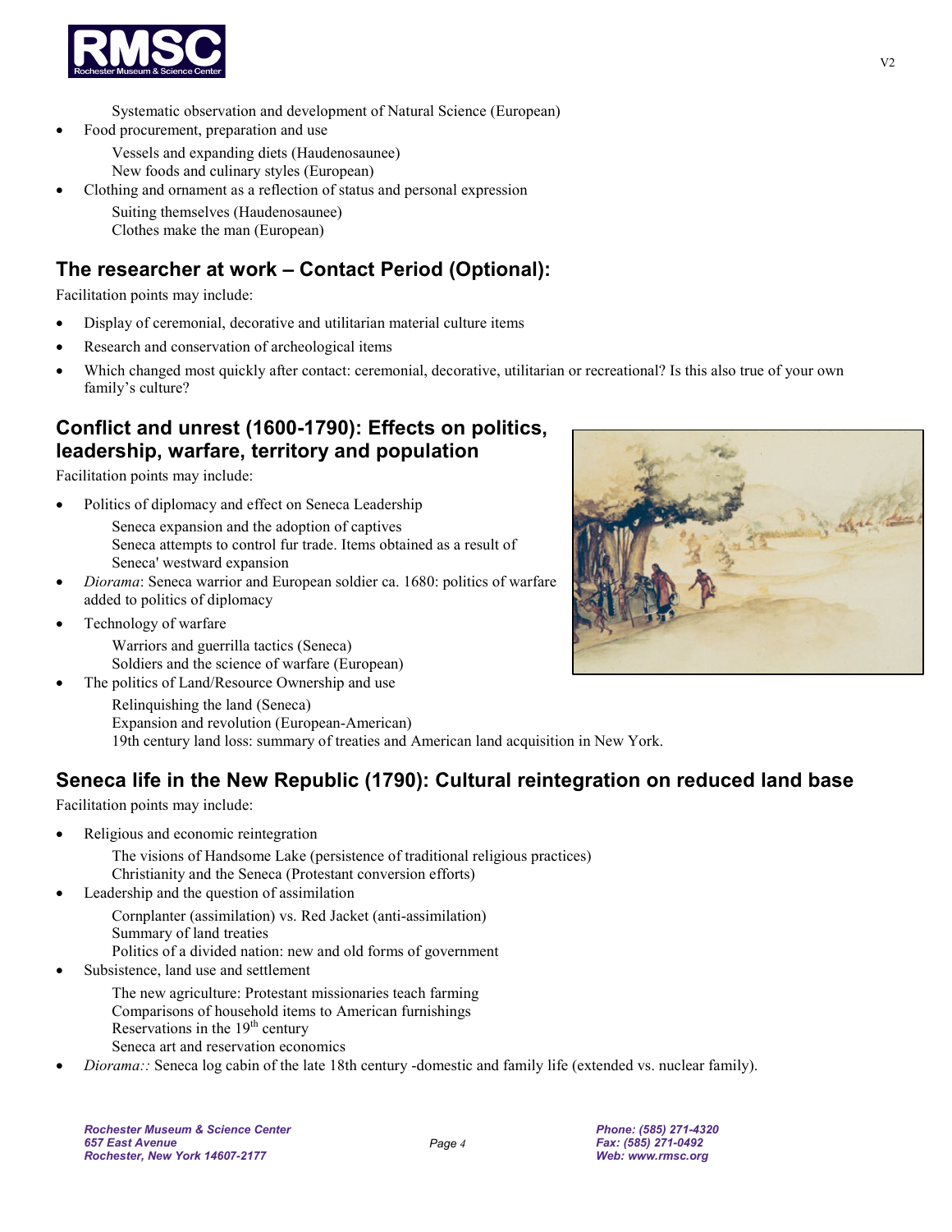Systematic observation and development of Natural Science (European)

- Food procurement, preparation and use
  - Vessels and expanding diets (Haudenosaunee)
  - New foods and culinary styles (European)
- Clothing and ornament as a reflection of status and personal expression
  - Suiting themselves (Haudenosaunee)
  - Clothes make the man (European)

## The researcher at work – Contact Period (Optional):

Facilitation points may include:

- Display of ceremonial, decorative and utilitarian material culture items
- Research and conservation of archeological items
- Which changed most quickly after contact: ceremonial, decorative, utilitarian or recreational? Is this also true of your own family's culture?

## Conflict and unrest (1600-1790): Effects on politics, leadership, warfare, territory and population

Facilitation points may include:

- Politics of diplomacy and effect on Seneca Leadership
  - Seneca expansion and the adoption of captives
  - Seneca attempts to control fur trade. Items obtained as a result of Seneca' westward expansion
- *Diorama*: Seneca warrior and European soldier ca. 1680: politics of warfare added to politics of diplomacy
- Technology of warfare
  - Warriors and guerrilla tactics (Seneca)
  - Soldiers and the science of warfare (European)
- The politics of Land/Resource Ownership and use
  - Relinquishing the land (Seneca)
  - Expansion and revolution (European-American)
  - 19th century land loss: summary of treaties and American land acquisition in New York.

## Seneca life in the New Republic (1790): Cultural reintegration on reduced land base

Facilitation points may include:

- Religious and economic reintegration
  - The visions of Handsome Lake (persistence of traditional religious practices)
  - Christianity and the Seneca (Protestant conversion efforts)
- Leadership and the question of assimilation
  - Cornplanter (assimilation) vs. Red Jacket (anti-assimilation)
  - Summary of land treaties
  - Politics of a divided nation: new and old forms of government
- Subsistence, land use and settlement
  - The new agriculture: Protestant missionaries teach farming
  - Comparisons of household items to American furnishings
  - Reservations in the 19th century
  - Seneca art and reservation economics
- *Diorama::* Seneca log cabin of the late 18th century -domestic and family life (extended vs. nuclear family).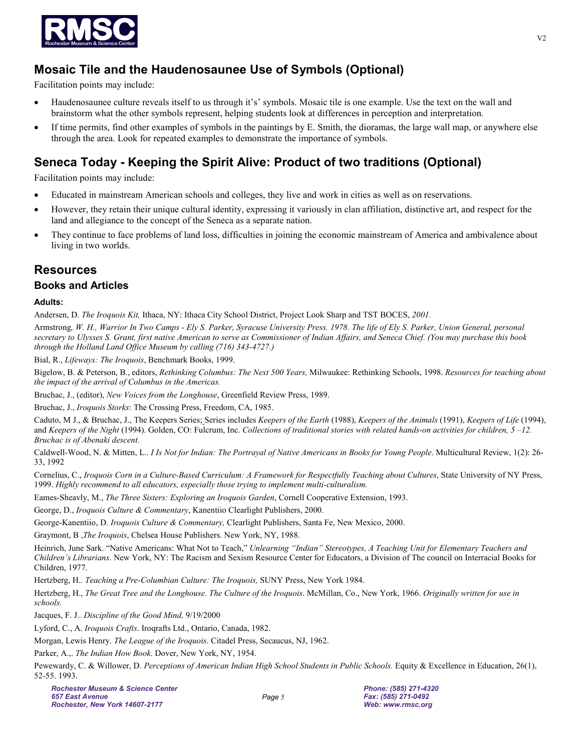## Mosaic Tile and the Haudenosaunee Use of Symbols (Optional)

Facilitation points may include:

- Haudenosaunee culture reveals itself to us through it's' symbols. Mosaic tile is one example. Use the text on the wall and brainstorm what the other symbols represent, helping students look at differences in perception and interpretation.
- If time permits, find other examples of symbols in the paintings by E. Smith, the dioramas, the large wall map, or anywhere else through the area. Look for repeated examples to demonstrate the importance of symbols.

## Seneca Today - Keeping the Spirit Alive: Product of two traditions (Optional)

Facilitation points may include:

- Educated in mainstream American schools and colleges, they live and work in cities as well as on reservations.
- However, they retain their unique cultural identity, expressing it variously in clan affiliation, distinctive art, and respect for the land and allegiance to the concept of the Seneca as a separate nation.
- They continue to face problems of land loss, difficulties in joining the economic mainstream of America and ambivalence about living in two worlds.

## Resources

### Books and Articles

#### Adults:

Andersen, D. *The Iroquois Kit,* Ithaca, NY: Ithaca City School District, Project Look Sharp and TST BOCES, *2001.*

Armstrong*, W. H., Warrior In Two Camps - Ely S. Parker, Syracuse University Press. 1978. The life of Ely S. Parker, Union General, personal secretary to Ulysses S. Grant, first native American to serve as Commissioner of Indian Affairs, and Seneca Chief. (You may purchase this book through the Holland Land Office Museum by calling (716) 343-4727.)*

Bial, R., *Lifeways: The Iroquois*, Benchmark Books, 1999.

Bigelow, B. & Peterson, B., editors, *Rethinking Columbus: The Next 500 Years,* Milwaukee: Rethinking Schools, 1998. *Resources for teaching about the impact of the arrival of Columbus in the Americas.*

Bruchac, J., (editor), *New Voices from the Longhouse*, Greenfield Review Press, 1989.

Bruchac, J., *Iroquois Storks*: The Crossing Press, Freedom, CA, 1985.

Caduto, M J., & Bruchac, J., The Keepers Series; Series includes *Keepers of the Earth* (1988), *Keepers of the Animals* (1991), *Keepers of Life* (1994), and *Keepers of the Night* (1994). Golden, CO: Fulcrum, Inc. *Collections of traditional stories with related hands-on activities for children, 5 –12. Bruchac is of Abenaki descent.*

Caldwell-Wood, N. & Mitten, L.. *I Is Not for Indian: The Portrayal of Native Americans in Books for Young People*. Multicultural Review, 1(2): 26-33, 1992

Cornelius, C., *Iroquois Corn in a Culture-Based Curriculum: A Framework for Respectfully Teaching about Cultures*, State University of NY Press, 1999. *Highly recommend to all educators, especially those trying to implement multi-culturalism.*

Eames-Sheavly, M., *The Three Sisters: Exploring an Iroquois Garden*, Cornell Cooperative Extension, 1993.

George, D., *Iroquois Culture & Commentary*, Kanentiio Clearlight Publishers, 2000.

George-Kanentiio, D. *Iroquois Culture & Commentary,* Clearlight Publishers, Santa Fe, New Mexico, 2000.

Graymont, B ,*The Iroquois*, Chelsea House Publishers. New York, NY, 1988.

Heinrich, June Sark. "Native Americans: What Not to Teach," *Unlearning "Indian" Stereotypes, A Teaching Unit for Elementary Teachers and Children's Librarians*. New York, NY: The Racism and Sexism Resource Center for Educators, a Division of The council on Interracial Books for Children, 1977.

Hertzberg, H.. *Teaching a Pre-Columbian Culture: The Iroquois,* SUNY Press, New York 1984.

Hertzberg, H., *The Great Tree and the Longhouse. The Culture of the Iroquois*. McMillan, Co., New York, 1966. *Originally written for use in schools.*

Jacques, F. J.. *Discipline of the Good Mind,* 9/19/2000

Lyford, C., A. *Iroquois Crafts*. Iroqrafts Ltd., Ontario, Canada, 1982.

Morgan, Lewis Henry. *The League of the Iroquois*. Citadel Press, Secaucus, NJ, 1962.

Parker, A.,. *The Indian How Book*. Dover, New York, NY, 1954.

Pewewardy, C. & Willower, D. *Perceptions of American Indian High School Students in Public Schools.* Equity & Excellence in Education, 26(1), 52-55. 1993.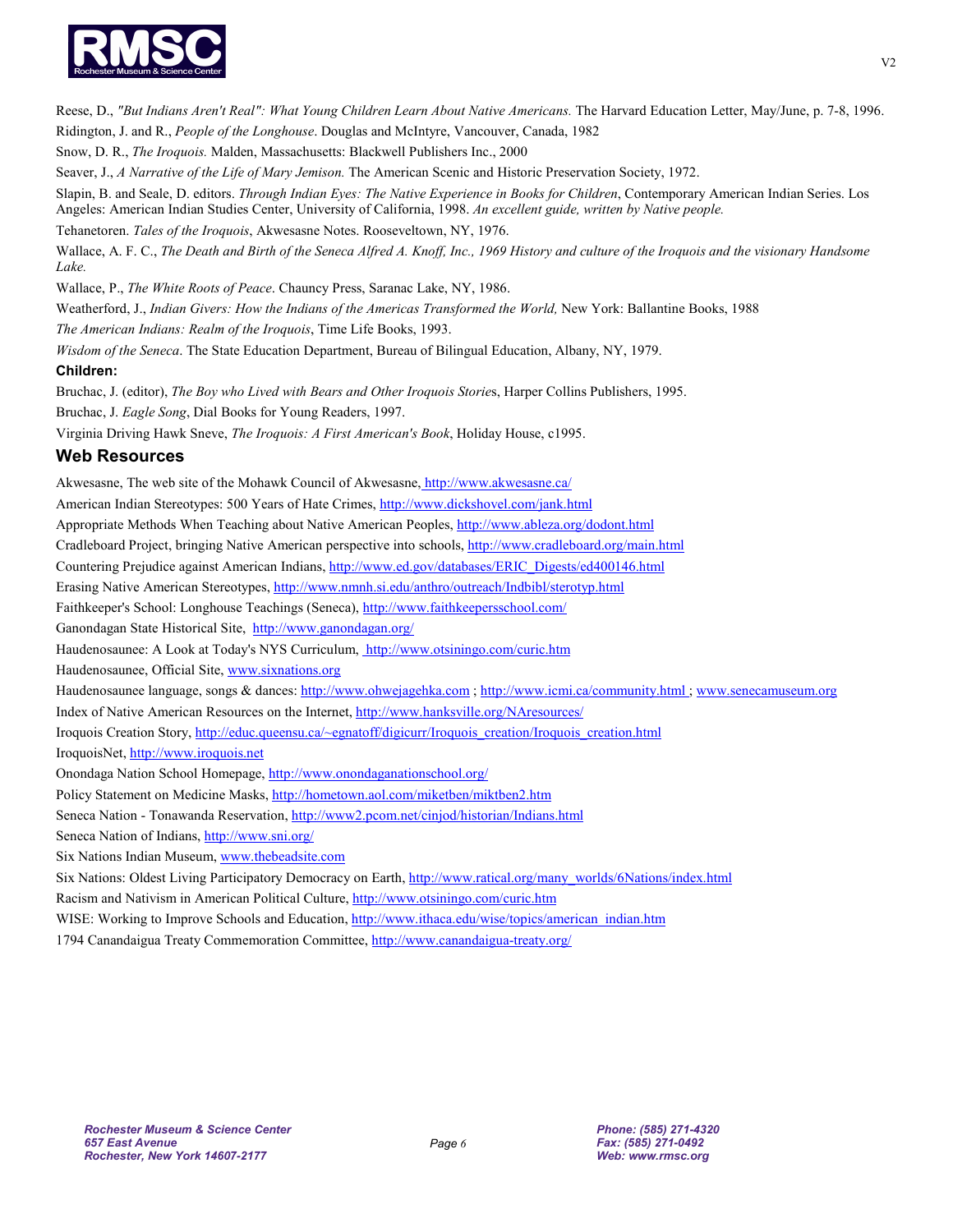Reese, D., *"But Indians Aren't Real": What Young Children Learn About Native Americans.* The Harvard Education Letter, May/June, p. 7-8, 1996.

Ridington, J. and R., *People of the Longhouse*. Douglas and McIntyre, Vancouver, Canada, 1982

Snow, D. R., *The Iroquois.* Malden, Massachusetts: Blackwell Publishers Inc., 2000

Seaver, J., *A Narrative of the Life of Mary Jemison.* The American Scenic and Historic Preservation Society, 1972.

Slapin, B. and Seale, D. editors. *Through Indian Eyes: The Native Experience in Books for Children*, Contemporary American Indian Series. Los Angeles: American Indian Studies Center, University of California, 1998. *An excellent guide, written by Native people.*

Tehanetoren. *Tales of the Iroquois*, Akwesasne Notes. Rooseveltown, NY, 1976.

Wallace, A. F. C., *The Death and Birth of the Seneca Alfred A. Knoff, Inc., 1969 History and culture of the Iroquois and the visionary Handsome Lake.*

Wallace, P., *The White Roots of Peace*. Chauncy Press, Saranac Lake, NY, 1986.

Weatherford, J., *Indian Givers: How the Indians of the Americas Transformed the World,* New York: Ballantine Books, 1988

*The American Indians: Realm of the Iroquois*, Time Life Books, 1993.

*Wisdom of the Seneca*. The State Education Department, Bureau of Bilingual Education, Albany, NY, 1979.

**Children:**

Bruchac, J. (editor), *The Boy who Lived with Bears and Other Iroquois Stories*, Harper Collins Publishers, 1995.

Bruchac, J. *Eagle Song*, Dial Books for Young Readers, 1997.

Virginia Driving Hawk Sneve, *The Iroquois: A First American's Book*, Holiday House, c1995.

## Web Resources

Akwesasne, The web site of the Mohawk Council of Akwesasne, http://www.akwesasne.ca/

American Indian Stereotypes: 500 Years of Hate Crimes, http://www.dickshovel.com/jank.html

Appropriate Methods When Teaching about Native American Peoples, http://www.ableza.org/dodont.html

Cradleboard Project, bringing Native American perspective into schools, http://www.cradleboard.org/main.html

Countering Prejudice against American Indians, http://www.ed.gov/databases/ERIC_Digests/ed400146.html

Erasing Native American Stereotypes, http://www.nmnh.si.edu/anthro/outreach/Indbibl/sterotyp.html

Faithkeeper's School: Longhouse Teachings (Seneca), http://www.faithkeepersschool.com/

Ganondagan State Historical Site, http://www.ganondagan.org/

Haudenosaunee: A Look at Today's NYS Curriculum, http://www.otsiningo.com/curic.htm

Haudenosaunee, Official Site, www.sixnations.org

Haudenosaunee language, songs & dances: http://www.ohwejagehka.com ; http://www.icmi.ca/community.html ; www.senecamuseum.org

Index of Native American Resources on the Internet, http://www.hanksville.org/NAresources/

Iroquois Creation Story, http://educ.queensu.ca/~egnatoff/digicurr/Iroquois_creation/Iroquois_creation.html

IroquoisNet, http://www.iroquois.net

Onondaga Nation School Homepage, http://www.onondaganationschool.org/

Policy Statement on Medicine Masks, http://hometown.aol.com/miketben/miktben2.htm

Seneca Nation - Tonawanda Reservation, http://www2.pcom.net/cinjod/historian/Indians.html

Seneca Nation of Indians, http://www.sni.org/

Six Nations Indian Museum, www.thebeadsite.com

Six Nations: Oldest Living Participatory Democracy on Earth, http://www.ratical.org/many_worlds/6Nations/index.html

Racism and Nativism in American Political Culture, http://www.otsiningo.com/curic.htm

WISE: Working to Improve Schools and Education, http://www.ithaca.edu/wise/topics/american_indian.htm

1794 Canandaigua Treaty Commemoration Committee, http://www.canandaigua-treaty.org/